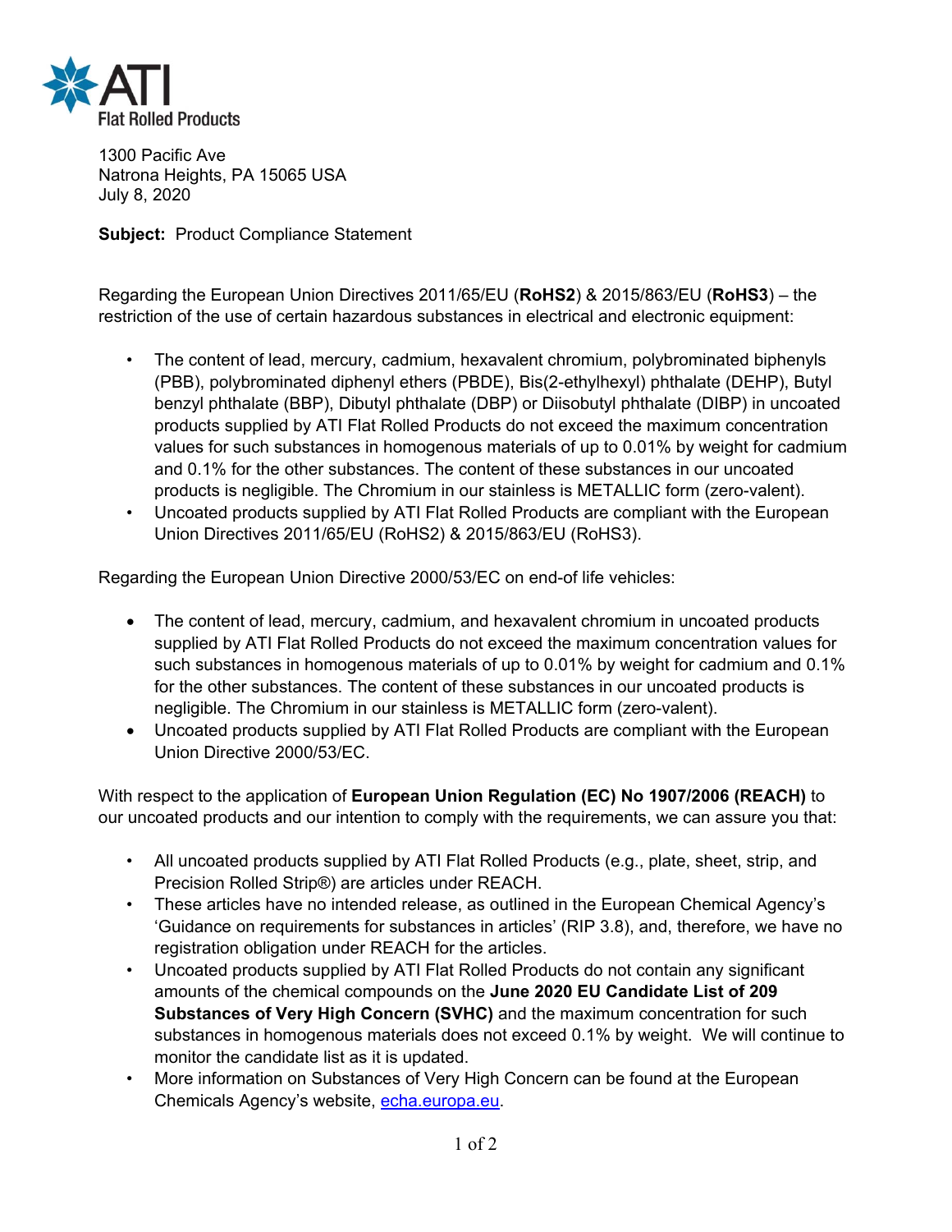**ATI**
**Flat Rolled Products**

1300 Pacific Ave
Natrona Heights, PA 15065 USA
July 8, 2020

**Subject:** Product Compliance Statement

Regarding the European Union Directives 2011/65/EU (**RoHS2**) & 2015/863/EU (**RoHS3**) – the restriction of the use of certain hazardous substances in electrical and electronic equipment:

- The content of lead, mercury, cadmium, hexavalent chromium, polybrominated biphenyls (PBB), polybrominated diphenyl ethers (PBDE), Bis(2-ethylhexyl) phthalate (DEHP), Butyl benzyl phthalate (BBP), Dibutyl phthalate (DBP) or Diisobutyl phthalate (DIBP) in uncoated products supplied by ATI Flat Rolled Products do not exceed the maximum concentration values for such substances in homogenous materials of up to 0.01% by weight for cadmium and 0.1% for the other substances. The content of these substances in our uncoated products is negligible. The Chromium in our stainless is METALLIC form (zero-valent).
- Uncoated products supplied by ATI Flat Rolled Products are compliant with the European Union Directives 2011/65/EU (RoHS2) & 2015/863/EU (RoHS3).

Regarding the European Union Directive 2000/53/EC on end-of life vehicles:

- The content of lead, mercury, cadmium, and hexavalent chromium in uncoated products supplied by ATI Flat Rolled Products do not exceed the maximum concentration values for such substances in homogenous materials of up to 0.01% by weight for cadmium and 0.1% for the other substances. The content of these substances in our uncoated products is negligible. The Chromium in our stainless is METALLIC form (zero-valent).
- Uncoated products supplied by ATI Flat Rolled Products are compliant with the European Union Directive 2000/53/EC.

With respect to the application of **European Union Regulation (EC) No 1907/2006 (REACH)** to our uncoated products and our intention to comply with the requirements, we can assure you that:

- All uncoated products supplied by ATI Flat Rolled Products (e.g., plate, sheet, strip, and Precision Rolled Strip®) are articles under REACH.
- These articles have no intended release, as outlined in the European Chemical Agency's 'Guidance on requirements for substances in articles' (RIP 3.8), and, therefore, we have no registration obligation under REACH for the articles.
- Uncoated products supplied by ATI Flat Rolled Products do not contain any significant amounts of the chemical compounds on the **June 2020 EU Candidate List of 209 Substances of Very High Concern (SVHC)** and the maximum concentration for such substances in homogenous materials does not exceed 0.1% by weight. We will continue to monitor the candidate list as it is updated.
- More information on Substances of Very High Concern can be found at the European Chemicals Agency's website, echa.europa.eu.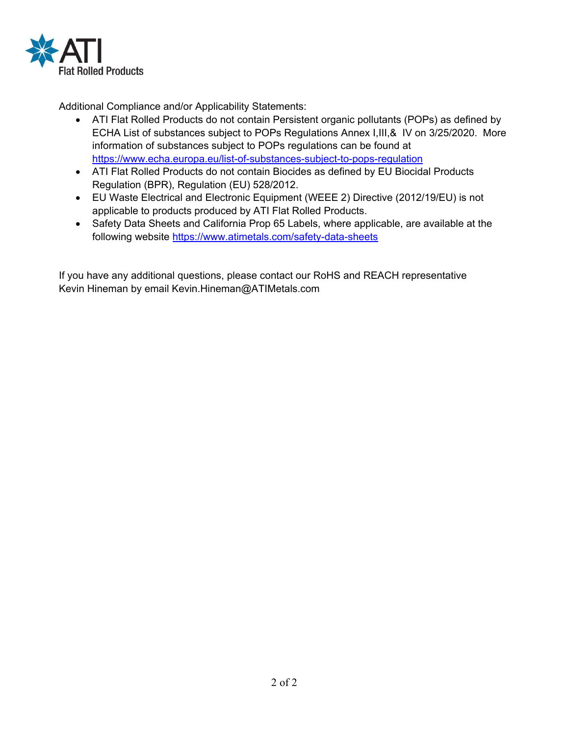Additional Compliance and/or Applicability Statements:

- ATI Flat Rolled Products do not contain Persistent organic pollutants (POPs) as defined by ECHA List of substances subject to POPs Regulations Annex I,III,& IV on 3/25/2020. More information of substances subject to POPs regulations can be found at https://www.echa.europa.eu/list-of-substances-subject-to-pops-regulation
- ATI Flat Rolled Products do not contain Biocides as defined by EU Biocidal Products Regulation (BPR), Regulation (EU) 528/2012.
- EU Waste Electrical and Electronic Equipment (WEEE 2) Directive (2012/19/EU) is not applicable to products produced by ATI Flat Rolled Products.
- Safety Data Sheets and California Prop 65 Labels, where applicable, are available at the following website https://www.atimetals.com/safety-data-sheets

If you have any additional questions, please contact our RoHS and REACH representative Kevin Hineman by email Kevin.Hineman@ATIMetals.com